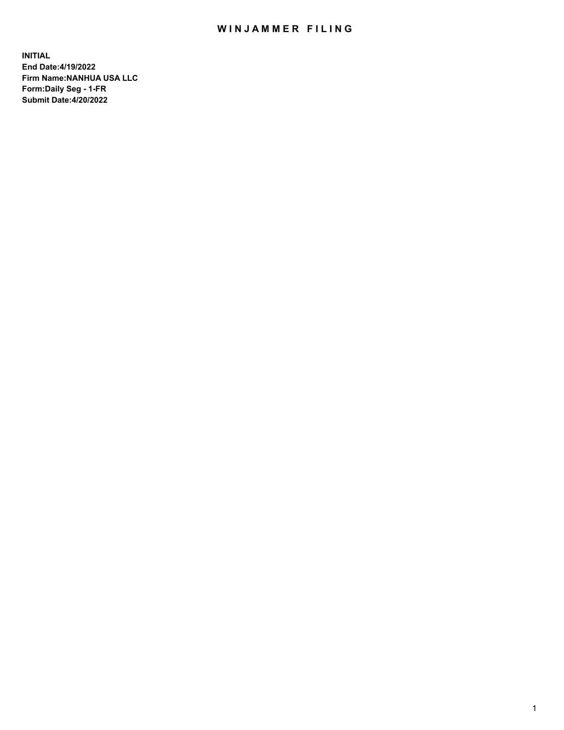# WINJAMMER FILING

**INITIAL**
**End Date:4/19/2022**
**Firm Name:NANHUA USA LLC**
**Form:Daily Seg - 1-FR**
**Submit Date:4/20/2022**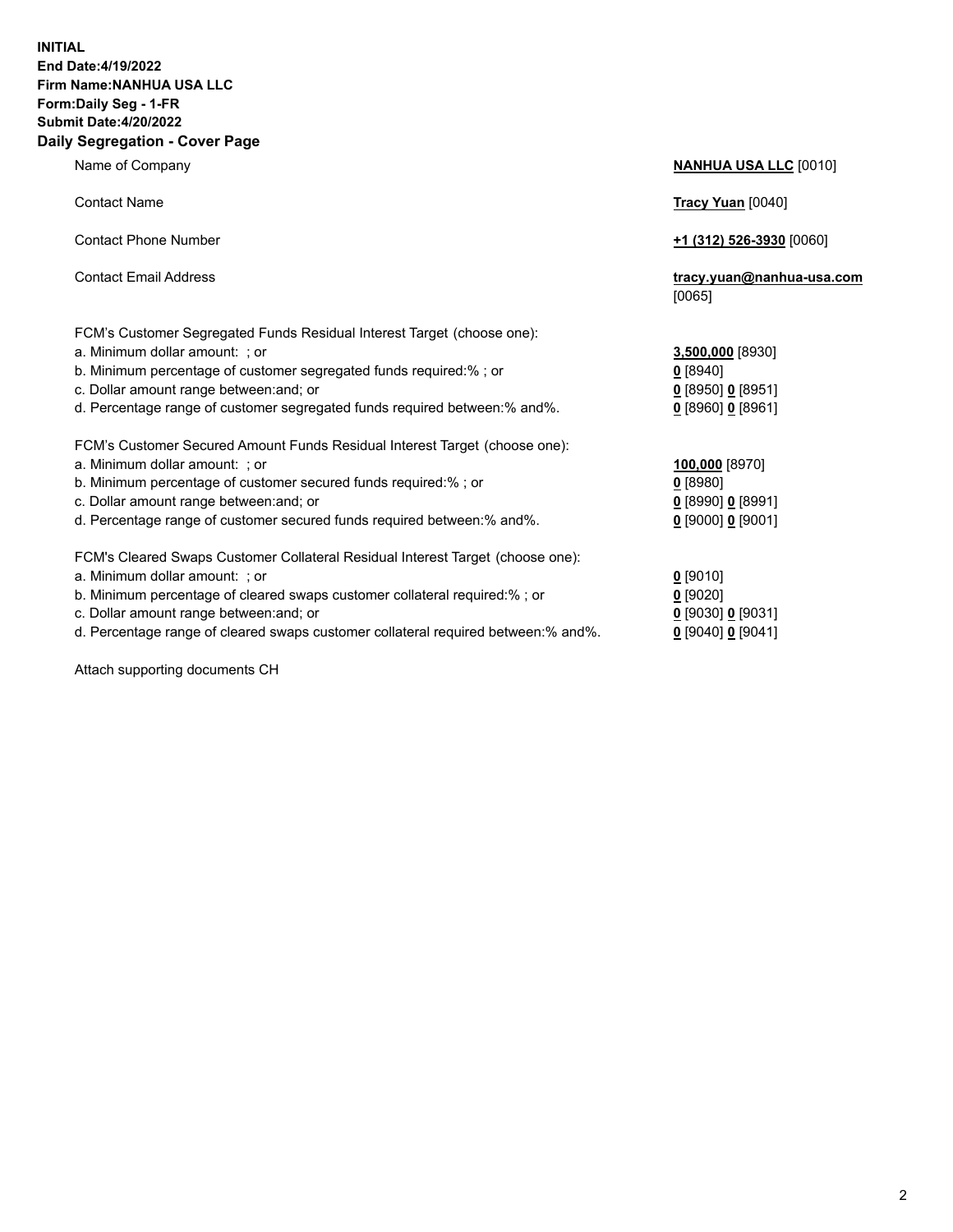**INITIAL**
**End Date:4/19/2022**
**Firm Name:NANHUA USA LLC**
**Form:Daily Seg - 1-FR**
**Submit Date:4/20/2022**

## Daily Segregation - Cover Page

| | |
|---|---|
| Name of Company | **NANHUA USA LLC** [0010] |
| Contact Name | **Tracy Yuan** [0040] |
| Contact Phone Number | **+1 (312) 526-3930** [0060] |
| Contact Email Address | **tracy.yuan@nanhua-usa.com** [0065] |

FCM's Customer Segregated Funds Residual Interest Target (choose one):

| | |
|---|---|
| a. Minimum dollar amount: ; or | **3,500,000** [8930] |
| b. Minimum percentage of customer segregated funds required:% ; or | **0** [8940] |
| c. Dollar amount range between:and; or | **0** [8950] **0** [8951] |
| d. Percentage range of customer segregated funds required between:% and%. | **0** [8960] **0** [8961] |

FCM's Customer Secured Amount Funds Residual Interest Target (choose one):

| | |
|---|---|
| a. Minimum dollar amount: ; or | **100,000** [8970] |
| b. Minimum percentage of customer secured funds required:% ; or | **0** [8980] |
| c. Dollar amount range between:and; or | **0** [8990] **0** [8991] |
| d. Percentage range of customer secured funds required between:% and%. | **0** [9000] **0** [9001] |

FCM's Cleared Swaps Customer Collateral Residual Interest Target (choose one):

| | |
|---|---|
| a. Minimum dollar amount: ; or | **0** [9010] |
| b. Minimum percentage of cleared swaps customer collateral required:% ; or | **0** [9020] |
| c. Dollar amount range between:and; or | **0** [9030] **0** [9031] |
| d. Percentage range of cleared swaps customer collateral required between:% and%. | **0** [9040] **0** [9041] |

Attach supporting documents CH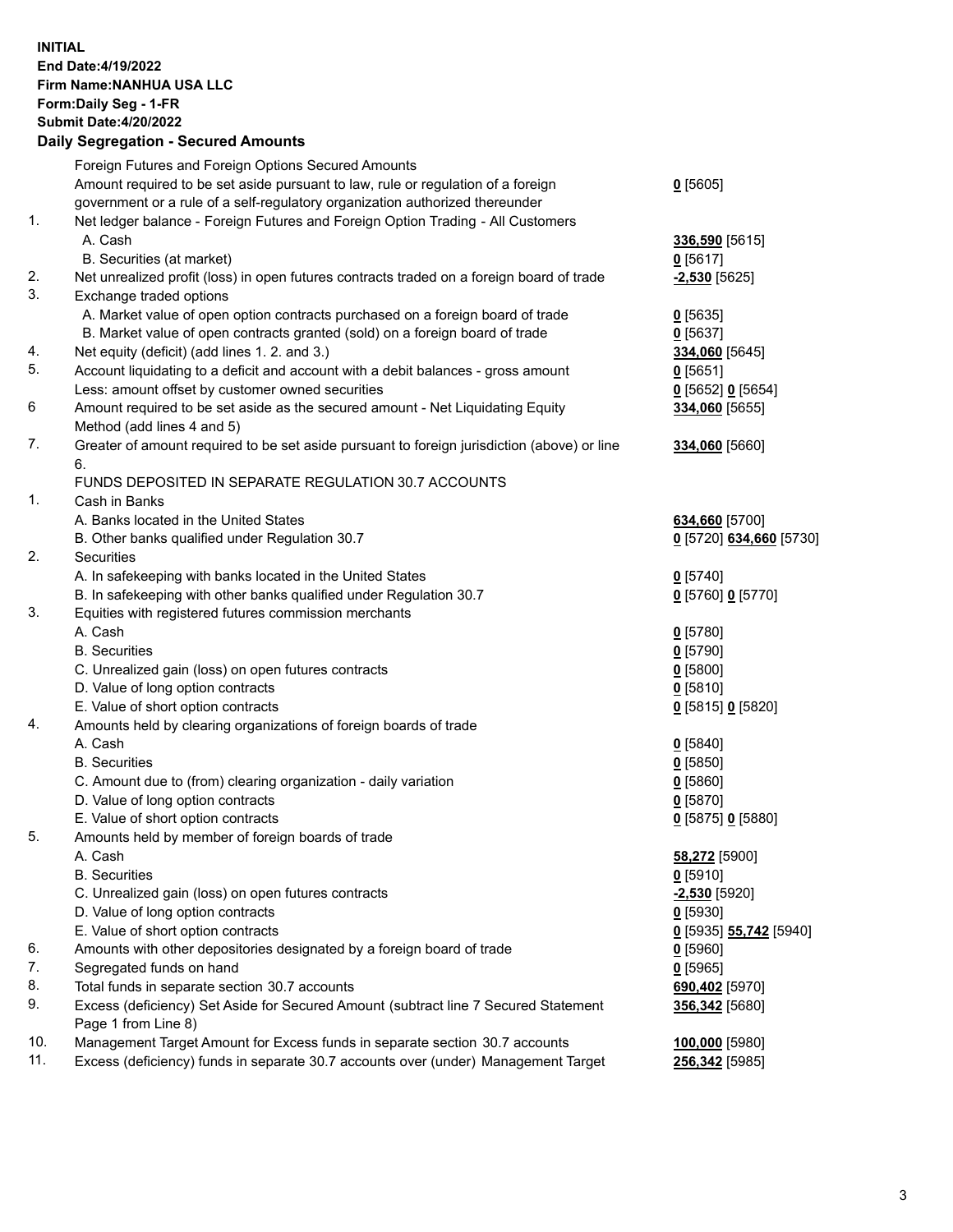**INITIAL**
**End Date:4/19/2022**
**Firm Name:NANHUA USA LLC**
**Form:Daily Seg - 1-FR**
**Submit Date:4/20/2022**

## Daily Segregation - Secured Amounts

| | | |
|---|---|---|
| | Foreign Futures and Foreign Options Secured Amounts | |
| | Amount required to be set aside pursuant to law, rule or regulation of a foreign government or a rule of a self-regulatory organization authorized thereunder | **0** [5605] |
| 1. | Net ledger balance - Foreign Futures and Foreign Option Trading - All Customers | |
| | A. Cash | **336,590** [5615] |
| | B. Securities (at market) | **0** [5617] |
| 2. | Net unrealized profit (loss) in open futures contracts traded on a foreign board of trade | **-2,530** [5625] |
| 3. | Exchange traded options | |
| | A. Market value of open option contracts purchased on a foreign board of trade | **0** [5635] |
| | B. Market value of open contracts granted (sold) on a foreign board of trade | **0** [5637] |
| 4. | Net equity (deficit) (add lines 1. 2. and 3.) | **334,060** [5645] |
| 5. | Account liquidating to a deficit and account with a debit balances - gross amount | **0** [5651] |
| | Less: amount offset by customer owned securities | **0** [5652] **0** [5654] |
| 6 | Amount required to be set aside as the secured amount - Net Liquidating Equity Method (add lines 4 and 5) | **334,060** [5655] |
| 7. | Greater of amount required to be set aside pursuant to foreign jurisdiction (above) or line 6. | **334,060** [5660] |
| | FUNDS DEPOSITED IN SEPARATE REGULATION 30.7 ACCOUNTS | |
| 1. | Cash in Banks | |
| | A. Banks located in the United States | **634,660** [5700] |
| | B. Other banks qualified under Regulation 30.7 | **0** [5720] **634,660** [5730] |
| 2. | Securities | |
| | A. In safekeeping with banks located in the United States | **0** [5740] |
| | B. In safekeeping with other banks qualified under Regulation 30.7 | **0** [5760] **0** [5770] |
| 3. | Equities with registered futures commission merchants | |
| | A. Cash | **0** [5780] |
| | B. Securities | **0** [5790] |
| | C. Unrealized gain (loss) on open futures contracts | **0** [5800] |
| | D. Value of long option contracts | **0** [5810] |
| | E. Value of short option contracts | **0** [5815] **0** [5820] |
| 4. | Amounts held by clearing organizations of foreign boards of trade | |
| | A. Cash | **0** [5840] |
| | B. Securities | **0** [5850] |
| | C. Amount due to (from) clearing organization - daily variation | **0** [5860] |
| | D. Value of long option contracts | **0** [5870] |
| | E. Value of short option contracts | **0** [5875] **0** [5880] |
| 5. | Amounts held by member of foreign boards of trade | |
| | A. Cash | **58,272** [5900] |
| | B. Securities | **0** [5910] |
| | C. Unrealized gain (loss) on open futures contracts | **-2,530** [5920] |
| | D. Value of long option contracts | **0** [5930] |
| | E. Value of short option contracts | **0** [5935] **55,742** [5940] |
| 6. | Amounts with other depositories designated by a foreign board of trade | **0** [5960] |
| 7. | Segregated funds on hand | **0** [5965] |
| 8. | Total funds in separate section 30.7 accounts | **690,402** [5970] |
| 9. | Excess (deficiency) Set Aside for Secured Amount (subtract line 7 Secured Statement Page 1 from Line 8) | **356,342** [5680] |
| 10. | Management Target Amount for Excess funds in separate section 30.7 accounts | **100,000** [5980] |
| 11. | Excess (deficiency) funds in separate 30.7 accounts over (under) Management Target | **256,342** [5985] |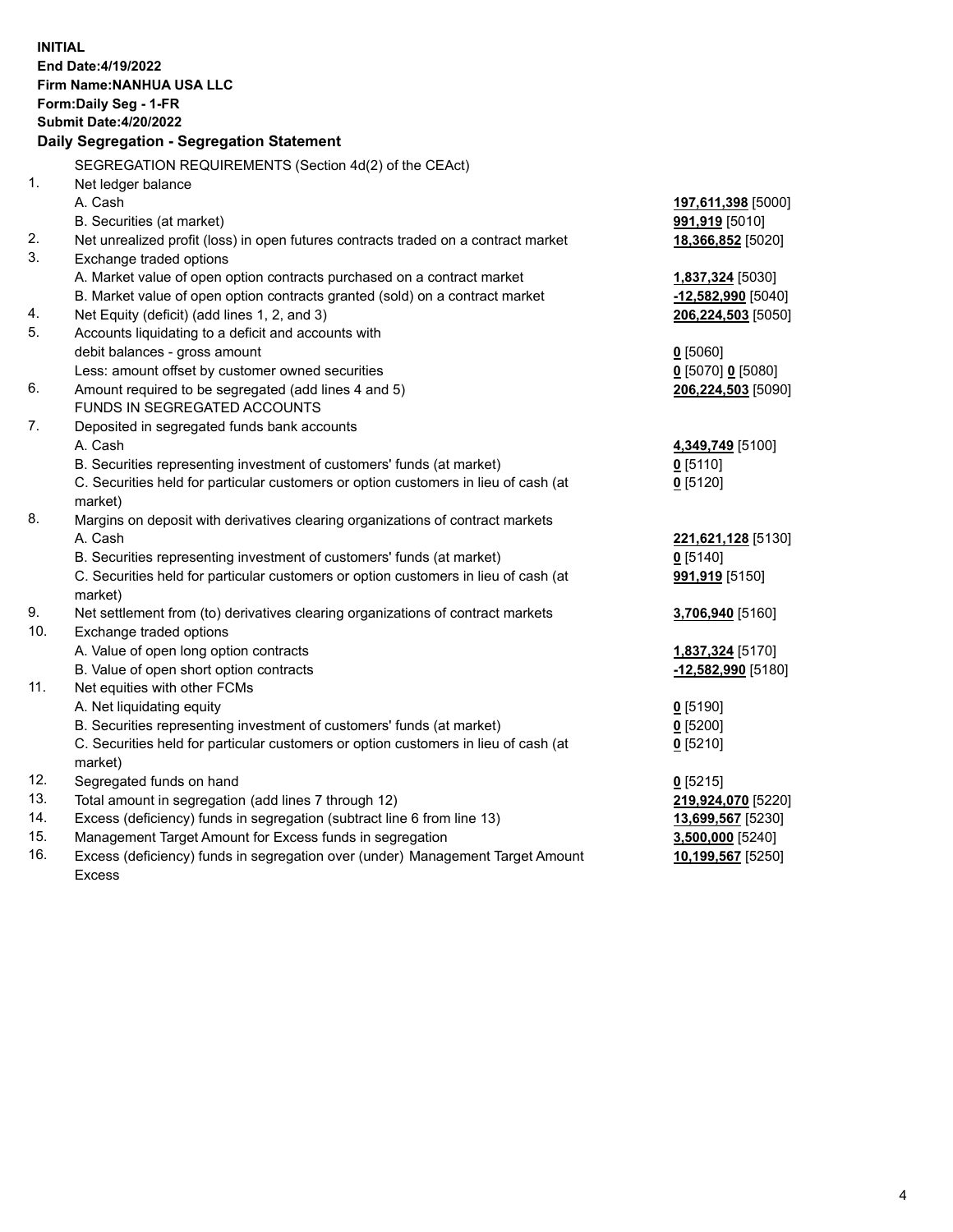**INITIAL**
**End Date:4/19/2022**
**Firm Name:NANHUA USA LLC**
**Form:Daily Seg - 1-FR**
**Submit Date:4/20/2022**

## Daily Segregation - Segregation Statement

| | | |
|---|---|---|
| | SEGREGATION REQUIREMENTS (Section 4d(2) of the CEAct) | |
| 1. | Net ledger balance | |
| | A. Cash | **197,611,398** [5000] |
| | B. Securities (at market) | **991,919** [5010] |
| 2. | Net unrealized profit (loss) in open futures contracts traded on a contract market | **18,366,852** [5020] |
| 3. | Exchange traded options | |
| | A. Market value of open option contracts purchased on a contract market | **1,837,324** [5030] |
| | B. Market value of open option contracts granted (sold) on a contract market | **-12,582,990** [5040] |
| 4. | Net Equity (deficit) (add lines 1, 2, and 3) | **206,224,503** [5050] |
| 5. | Accounts liquidating to a deficit and accounts with debit balances - gross amount | **0** [5060] |
| | Less: amount offset by customer owned securities | **0** [5070] **0** [5080] |
| 6. | Amount required to be segregated (add lines 4 and 5) | **206,224,503** [5090] |
| | FUNDS IN SEGREGATED ACCOUNTS | |
| 7. | Deposited in segregated funds bank accounts | |
| | A. Cash | **4,349,749** [5100] |
| | B. Securities representing investment of customers' funds (at market) | **0** [5110] |
| | C. Securities held for particular customers or option customers in lieu of cash (at market) | **0** [5120] |
| 8. | Margins on deposit with derivatives clearing organizations of contract markets | |
| | A. Cash | **221,621,128** [5130] |
| | B. Securities representing investment of customers' funds (at market) | **0** [5140] |
| | C. Securities held for particular customers or option customers in lieu of cash (at market) | **991,919** [5150] |
| 9. | Net settlement from (to) derivatives clearing organizations of contract markets | **3,706,940** [5160] |
| 10. | Exchange traded options | |
| | A. Value of open long option contracts | **1,837,324** [5170] |
| | B. Value of open short option contracts | **-12,582,990** [5180] |
| 11. | Net equities with other FCMs | |
| | A. Net liquidating equity | **0** [5190] |
| | B. Securities representing investment of customers' funds (at market) | **0** [5200] |
| | C. Securities held for particular customers or option customers in lieu of cash (at market) | **0** [5210] |
| 12. | Segregated funds on hand | **0** [5215] |
| 13. | Total amount in segregation (add lines 7 through 12) | **219,924,070** [5220] |
| 14. | Excess (deficiency) funds in segregation (subtract line 6 from line 13) | **13,699,567** [5230] |
| 15. | Management Target Amount for Excess funds in segregation | **3,500,000** [5240] |
| 16. | Excess (deficiency) funds in segregation over (under) Management Target Amount Excess | **10,199,567** [5250] |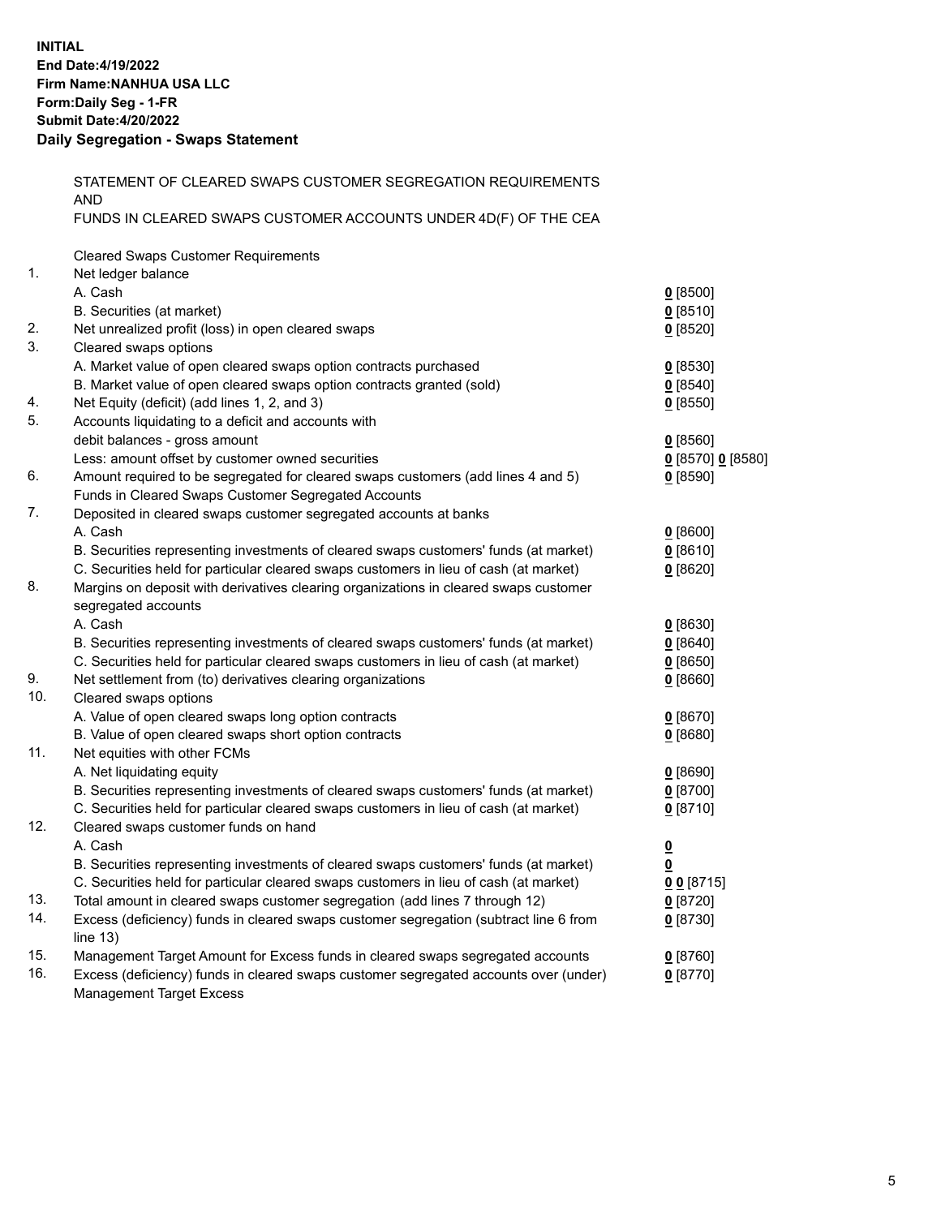**INITIAL**
**End Date:4/19/2022**
**Firm Name:NANHUA USA LLC**
**Form:Daily Seg - 1-FR**
**Submit Date:4/20/2022**
**Daily Segregation - Swaps Statement**

STATEMENT OF CLEARED SWAPS CUSTOMER SEGREGATION REQUIREMENTS AND FUNDS IN CLEARED SWAPS CUSTOMER ACCOUNTS UNDER 4D(F) OF THE CEA

| | | |
|---|---|---|
| | Cleared Swaps Customer Requirements | |
| 1. | Net ledger balance | |
| | A. Cash | 0 [8500] |
| | B. Securities (at market) | 0 [8510] |
| 2. | Net unrealized profit (loss) in open cleared swaps | 0 [8520] |
| 3. | Cleared swaps options | |
| | A. Market value of open cleared swaps option contracts purchased | 0 [8530] |
| | B. Market value of open cleared swaps option contracts granted (sold) | 0 [8540] |
| 4. | Net Equity (deficit) (add lines 1, 2, and 3) | 0 [8550] |
| 5. | Accounts liquidating to a deficit and accounts with | |
| | debit balances - gross amount | 0 [8560] |
| | Less: amount offset by customer owned securities | 0 [8570] 0 [8580] |
| 6. | Amount required to be segregated for cleared swaps customers (add lines 4 and 5) | 0 [8590] |
| | Funds in Cleared Swaps Customer Segregated Accounts | |
| 7. | Deposited in cleared swaps customer segregated accounts at banks | |
| | A. Cash | 0 [8600] |
| | B. Securities representing investments of cleared swaps customers' funds (at market) | 0 [8610] |
| | C. Securities held for particular cleared swaps customers in lieu of cash (at market) | 0 [8620] |
| 8. | Margins on deposit with derivatives clearing organizations in cleared swaps customer segregated accounts | |
| | A. Cash | 0 [8630] |
| | B. Securities representing investments of cleared swaps customers' funds (at market) | 0 [8640] |
| | C. Securities held for particular cleared swaps customers in lieu of cash (at market) | 0 [8650] |
| 9. | Net settlement from (to) derivatives clearing organizations | 0 [8660] |
| 10. | Cleared swaps options | |
| | A. Value of open cleared swaps long option contracts | 0 [8670] |
| | B. Value of open cleared swaps short option contracts | 0 [8680] |
| 11. | Net equities with other FCMs | |
| | A. Net liquidating equity | 0 [8690] |
| | B. Securities representing investments of cleared swaps customers' funds (at market) | 0 [8700] |
| | C. Securities held for particular cleared swaps customers in lieu of cash (at market) | 0 [8710] |
| 12. | Cleared swaps customer funds on hand | |
| | A. Cash | 0 |
| | B. Securities representing investments of cleared swaps customers' funds (at market) | 0 |
| | C. Securities held for particular cleared swaps customers in lieu of cash (at market) | 0 0 [8715] |
| 13. | Total amount in cleared swaps customer segregation (add lines 7 through 12) | 0 [8720] |
| 14. | Excess (deficiency) funds in cleared swaps customer segregation (subtract line 6 from line 13) | 0 [8730] |
| 15. | Management Target Amount for Excess funds in cleared swaps segregated accounts | 0 [8760] |
| 16. | Excess (deficiency) funds in cleared swaps customer segregated accounts over (under) Management Target Excess | 0 [8770] |